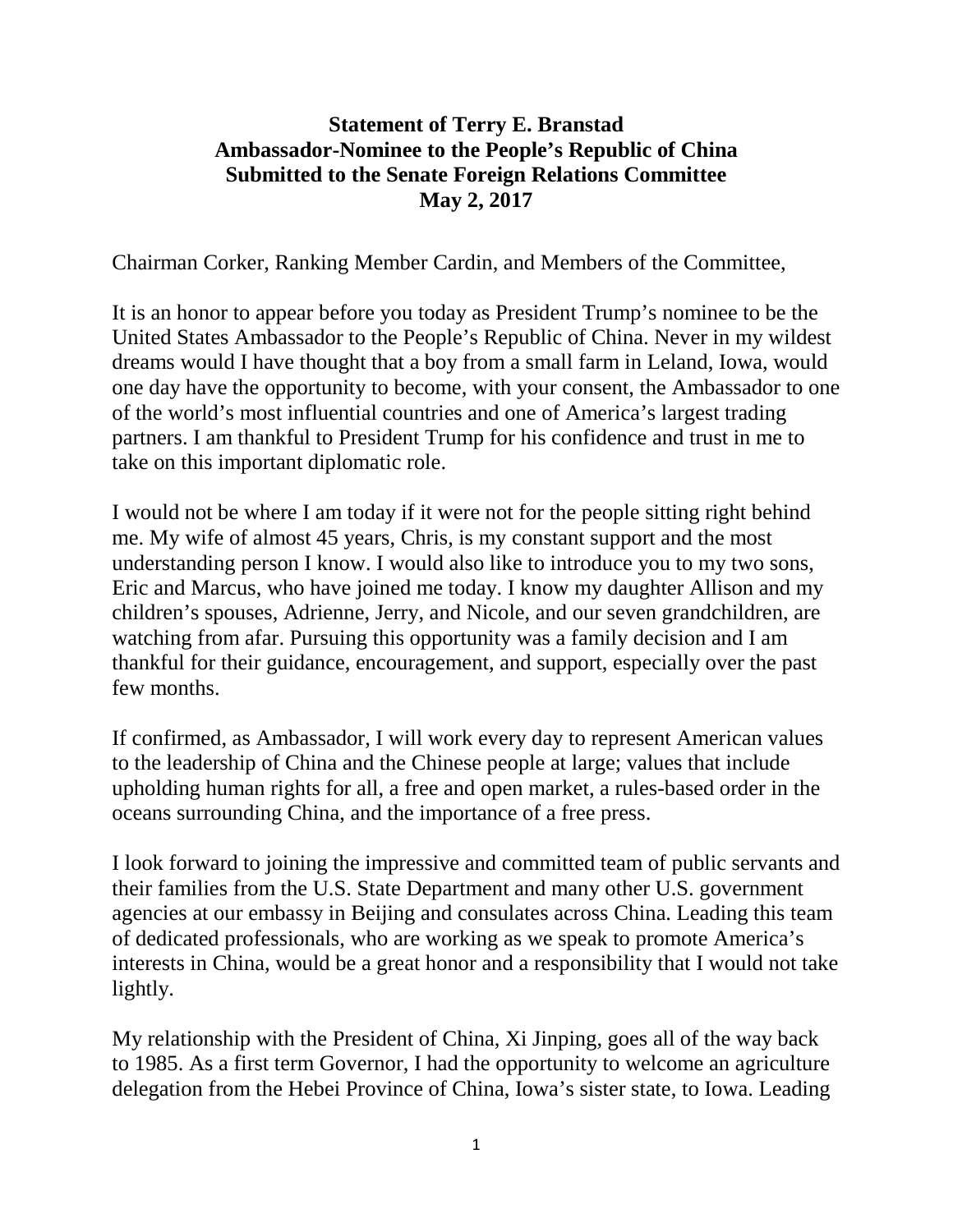**Statement of Terry E. Branstad**
**Ambassador-Nominee to the People's Republic of China**
**Submitted to the Senate Foreign Relations Committee**
**May 2, 2017**

Chairman Corker, Ranking Member Cardin, and Members of the Committee,

It is an honor to appear before you today as President Trump's nominee to be the United States Ambassador to the People's Republic of China. Never in my wildest dreams would I have thought that a boy from a small farm in Leland, Iowa, would one day have the opportunity to become, with your consent, the Ambassador to one of the world's most influential countries and one of America's largest trading partners. I am thankful to President Trump for his confidence and trust in me to take on this important diplomatic role.

I would not be where I am today if it were not for the people sitting right behind me. My wife of almost 45 years, Chris, is my constant support and the most understanding person I know. I would also like to introduce you to my two sons, Eric and Marcus, who have joined me today. I know my daughter Allison and my children's spouses, Adrienne, Jerry, and Nicole, and our seven grandchildren, are watching from afar. Pursuing this opportunity was a family decision and I am thankful for their guidance, encouragement, and support, especially over the past few months.

If confirmed, as Ambassador, I will work every day to represent American values to the leadership of China and the Chinese people at large; values that include upholding human rights for all, a free and open market, a rules-based order in the oceans surrounding China, and the importance of a free press.

I look forward to joining the impressive and committed team of public servants and their families from the U.S. State Department and many other U.S. government agencies at our embassy in Beijing and consulates across China. Leading this team of dedicated professionals, who are working as we speak to promote America's interests in China, would be a great honor and a responsibility that I would not take lightly.

My relationship with the President of China, Xi Jinping, goes all of the way back to 1985. As a first term Governor, I had the opportunity to welcome an agriculture delegation from the Hebei Province of China, Iowa's sister state, to Iowa. Leading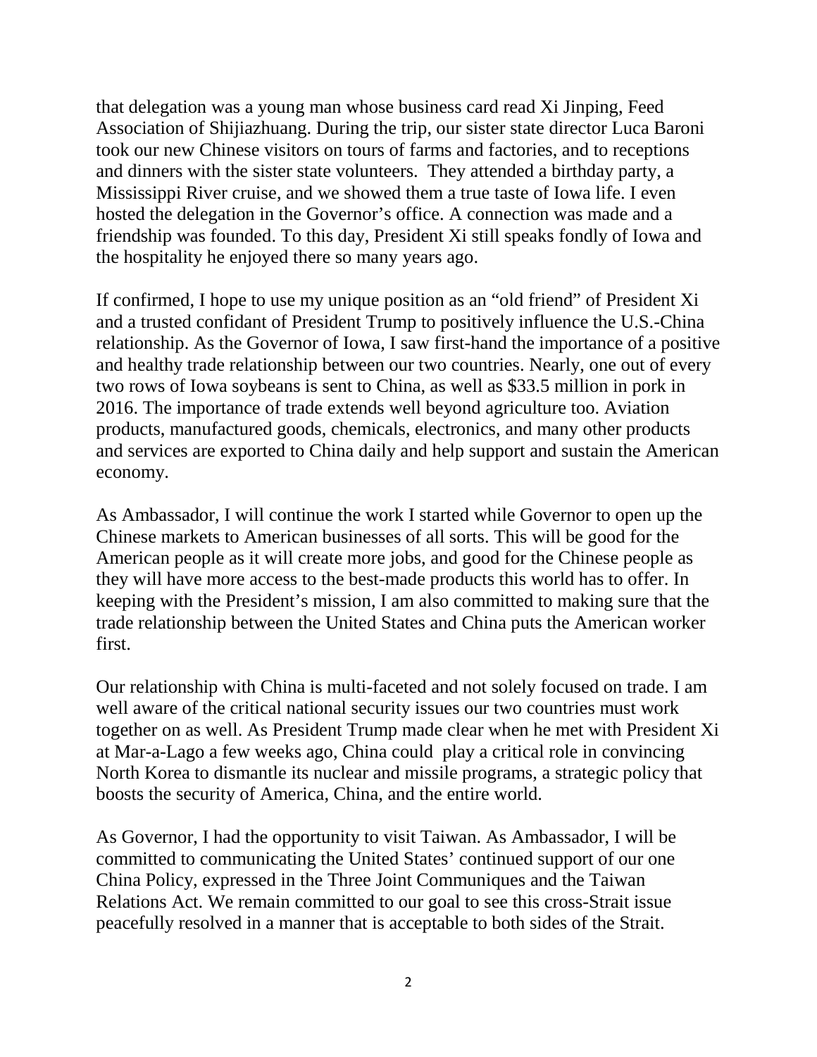that delegation was a young man whose business card read Xi Jinping, Feed Association of Shijiazhuang. During the trip, our sister state director Luca Baroni took our new Chinese visitors on tours of farms and factories, and to receptions and dinners with the sister state volunteers. They attended a birthday party, a Mississippi River cruise, and we showed them a true taste of Iowa life. I even hosted the delegation in the Governor's office. A connection was made and a friendship was founded. To this day, President Xi still speaks fondly of Iowa and the hospitality he enjoyed there so many years ago.

If confirmed, I hope to use my unique position as an "old friend" of President Xi and a trusted confidant of President Trump to positively influence the U.S.-China relationship. As the Governor of Iowa, I saw first-hand the importance of a positive and healthy trade relationship between our two countries. Nearly, one out of every two rows of Iowa soybeans is sent to China, as well as $33.5 million in pork in 2016. The importance of trade extends well beyond agriculture too. Aviation products, manufactured goods, chemicals, electronics, and many other products and services are exported to China daily and help support and sustain the American economy.

As Ambassador, I will continue the work I started while Governor to open up the Chinese markets to American businesses of all sorts. This will be good for the American people as it will create more jobs, and good for the Chinese people as they will have more access to the best-made products this world has to offer. In keeping with the President's mission, I am also committed to making sure that the trade relationship between the United States and China puts the American worker first.

Our relationship with China is multi-faceted and not solely focused on trade. I am well aware of the critical national security issues our two countries must work together on as well. As President Trump made clear when he met with President Xi at Mar-a-Lago a few weeks ago, China could play a critical role in convincing North Korea to dismantle its nuclear and missile programs, a strategic policy that boosts the security of America, China, and the entire world.

As Governor, I had the opportunity to visit Taiwan. As Ambassador, I will be committed to communicating the United States' continued support of our one China Policy, expressed in the Three Joint Communiques and the Taiwan Relations Act. We remain committed to our goal to see this cross-Strait issue peacefully resolved in a manner that is acceptable to both sides of the Strait.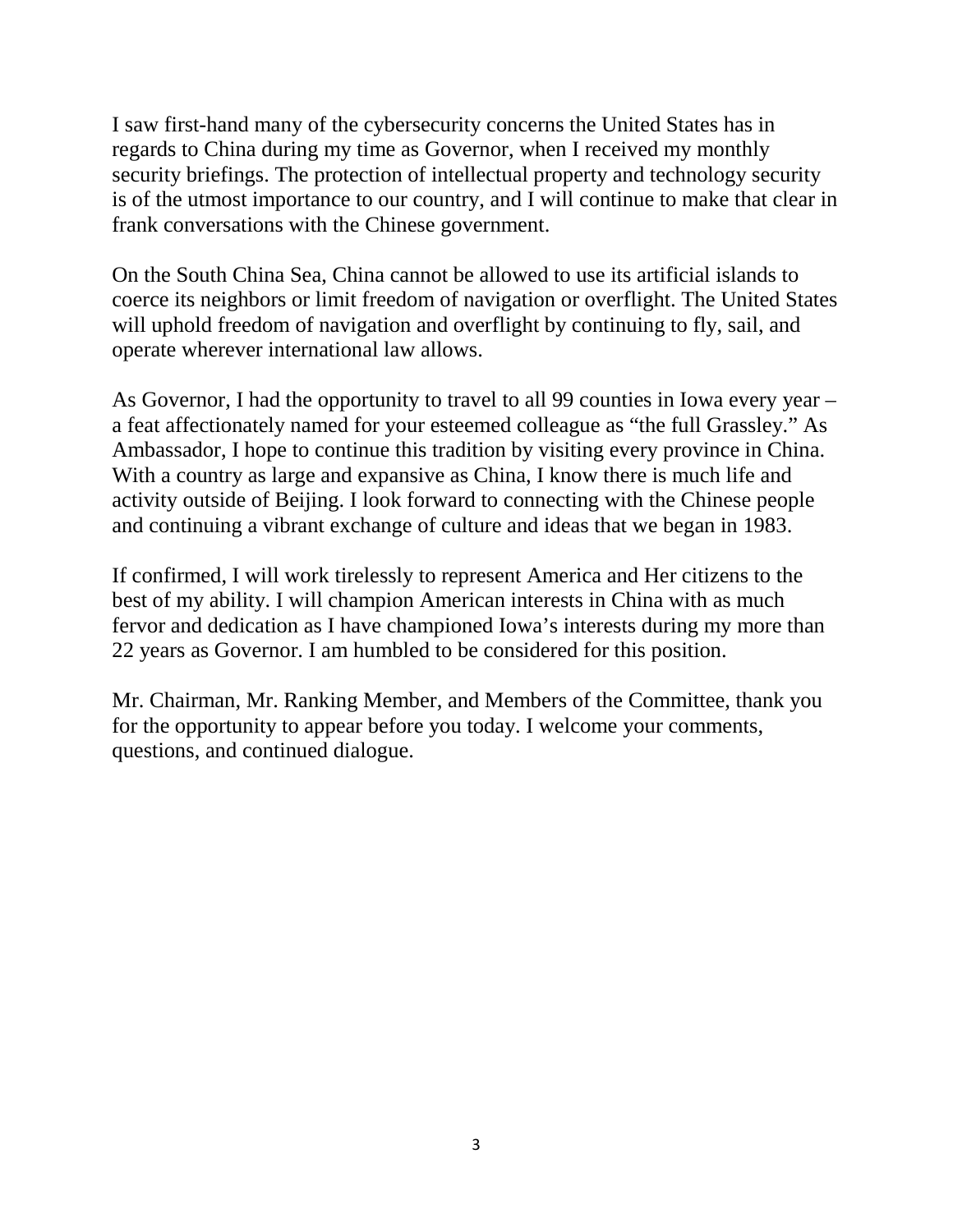I saw first-hand many of the cybersecurity concerns the United States has in regards to China during my time as Governor, when I received my monthly security briefings. The protection of intellectual property and technology security is of the utmost importance to our country, and I will continue to make that clear in frank conversations with the Chinese government.

On the South China Sea, China cannot be allowed to use its artificial islands to coerce its neighbors or limit freedom of navigation or overflight. The United States will uphold freedom of navigation and overflight by continuing to fly, sail, and operate wherever international law allows.

As Governor, I had the opportunity to travel to all 99 counties in Iowa every year – a feat affectionately named for your esteemed colleague as "the full Grassley." As Ambassador, I hope to continue this tradition by visiting every province in China. With a country as large and expansive as China, I know there is much life and activity outside of Beijing. I look forward to connecting with the Chinese people and continuing a vibrant exchange of culture and ideas that we began in 1983.

If confirmed, I will work tirelessly to represent America and Her citizens to the best of my ability. I will champion American interests in China with as much fervor and dedication as I have championed Iowa's interests during my more than 22 years as Governor. I am humbled to be considered for this position.

Mr. Chairman, Mr. Ranking Member, and Members of the Committee, thank you for the opportunity to appear before you today. I welcome your comments, questions, and continued dialogue.